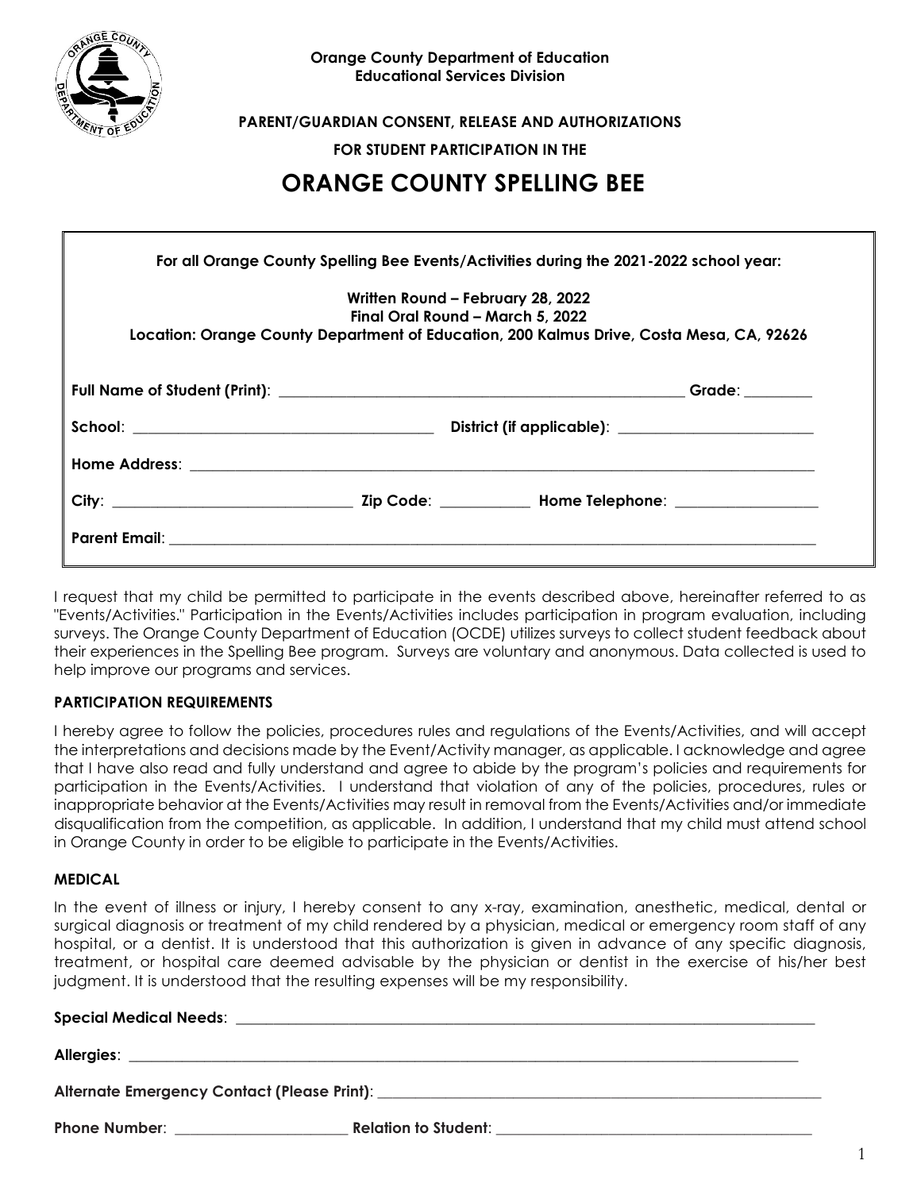**Orange County Department of Education**
**Educational Services Division**

**PARENT/GUARDIAN CONSENT, RELEASE AND AUTHORIZATIONS**

**FOR STUDENT PARTICIPATION IN THE**

# ORANGE COUNTY SPELLING BEE

**For all Orange County Spelling Bee Events/Activities during the 2021-2022 school year:**

**Written Round – February 28, 2022**
**Final Oral Round – March 5, 2022**
**Location: Orange County Department of Education, 200 Kalmus Drive, Costa Mesa, CA, 92626**

**Full Name of Student (Print)**: ______________________________________________ **Grade**: ________

**School**: ____________________________________ **District (if applicable)**: ______________________

**Home Address**: ____________________________________________________________________

**City**: ____________________________ **Zip Code**: ___________ **Home Telephone**: _________________

**Parent Email**: _____________________________________________________________________

I request that my child be permitted to participate in the events described above, hereinafter referred to as "Events/Activities." Participation in the Events/Activities includes participation in program evaluation, including surveys. The Orange County Department of Education (OCDE) utilizes surveys to collect student feedback about their experiences in the Spelling Bee program. Surveys are voluntary and anonymous. Data collected is used to help improve our programs and services.

**PARTICIPATION REQUIREMENTS**

I hereby agree to follow the policies, procedures rules and regulations of the Events/Activities, and will accept the interpretations and decisions made by the Event/Activity manager, as applicable. I acknowledge and agree that I have also read and fully understand and agree to abide by the program's policies and requirements for participation in the Events/Activities. I understand that violation of any of the policies, procedures, rules or inappropriate behavior at the Events/Activities may result in removal from the Events/Activities and/or immediate disqualification from the competition, as applicable. In addition, I understand that my child must attend school in Orange County in order to be eligible to participate in the Events/Activities.

**MEDICAL**

In the event of illness or injury, I hereby consent to any x-ray, examination, anesthetic, medical, dental or surgical diagnosis or treatment of my child rendered by a physician, medical or emergency room staff of any hospital, or a dentist. It is understood that this authorization is given in advance of any specific diagnosis, treatment, or hospital care deemed advisable by the physician or dentist in the exercise of his/her best judgment. It is understood that the resulting expenses will be my responsibility.

**Special Medical Needs**: ______________________________________________________________

**Allergies**: _________________________________________________________________________

**Alternate Emergency Contact (Please Print)**: ____________________________________________

**Phone Number**: ______________________ **Relation to Student**: ___________________________________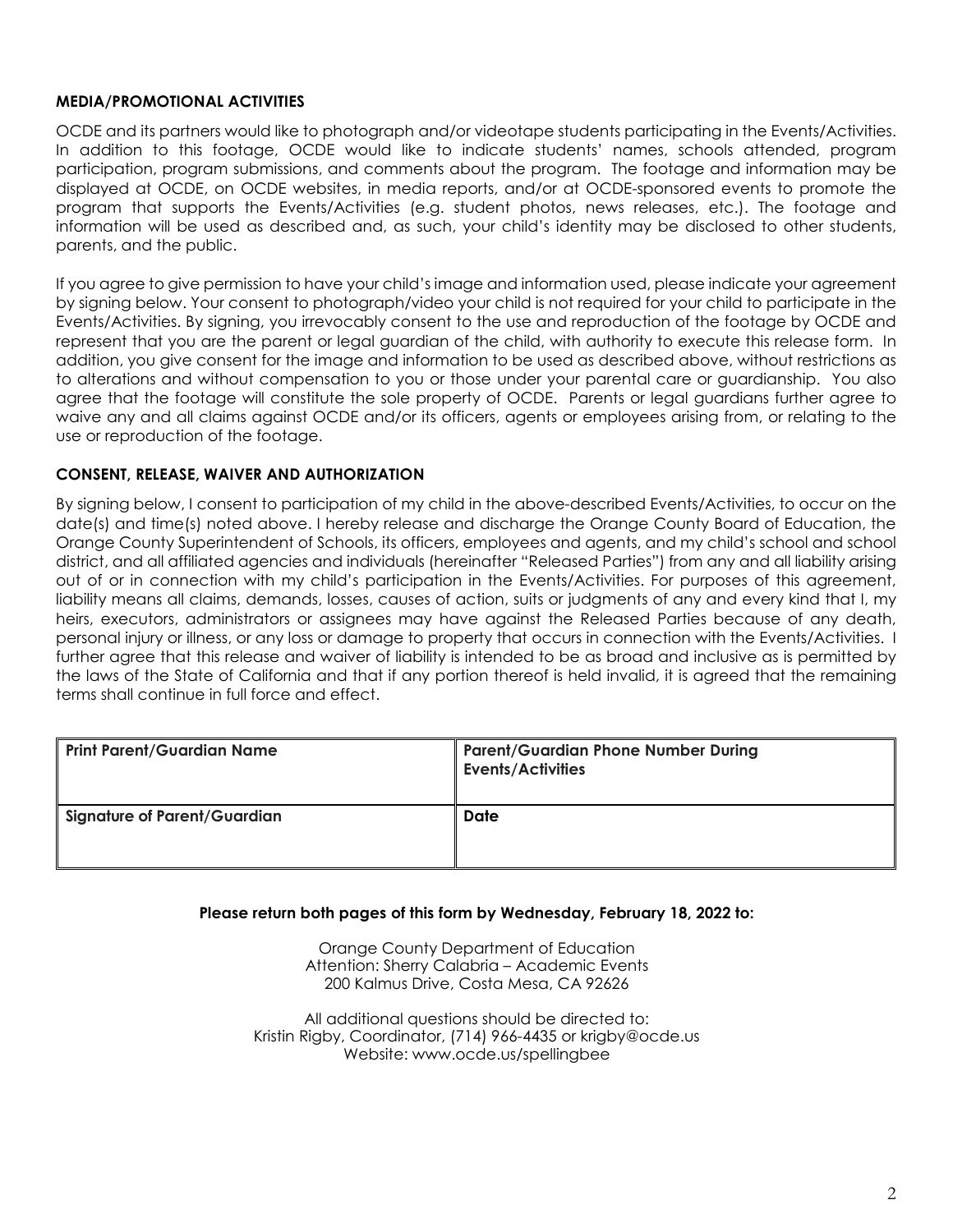**MEDIA/PROMOTIONAL ACTIVITIES**

OCDE and its partners would like to photograph and/or videotape students participating in the Events/Activities. In addition to this footage, OCDE would like to indicate students' names, schools attended, program participation, program submissions, and comments about the program. The footage and information may be displayed at OCDE, on OCDE websites, in media reports, and/or at OCDE-sponsored events to promote the program that supports the Events/Activities (e.g. student photos, news releases, etc.). The footage and information will be used as described and, as such, your child's identity may be disclosed to other students, parents, and the public.

If you agree to give permission to have your child's image and information used, please indicate your agreement by signing below. Your consent to photograph/video your child is not required for your child to participate in the Events/Activities. By signing, you irrevocably consent to the use and reproduction of the footage by OCDE and represent that you are the parent or legal guardian of the child, with authority to execute this release form. In addition, you give consent for the image and information to be used as described above, without restrictions as to alterations and without compensation to you or those under your parental care or guardianship. You also agree that the footage will constitute the sole property of OCDE. Parents or legal guardians further agree to waive any and all claims against OCDE and/or its officers, agents or employees arising from, or relating to the use or reproduction of the footage.

**CONSENT, RELEASE, WAIVER AND AUTHORIZATION**

By signing below, I consent to participation of my child in the above-described Events/Activities, to occur on the date(s) and time(s) noted above. I hereby release and discharge the Orange County Board of Education, the Orange County Superintendent of Schools, its officers, employees and agents, and my child's school and school district, and all affiliated agencies and individuals (hereinafter "Released Parties") from any and all liability arising out of or in connection with my child's participation in the Events/Activities. For purposes of this agreement, liability means all claims, demands, losses, causes of action, suits or judgments of any and every kind that I, my heirs, executors, administrators or assignees may have against the Released Parties because of any death, personal injury or illness, or any loss or damage to property that occurs in connection with the Events/Activities. I further agree that this release and waiver of liability is intended to be as broad and inclusive as is permitted by the laws of the State of California and that if any portion thereof is held invalid, it is agreed that the remaining terms shall continue in full force and effect.

| | |
|---|---|
| **Print Parent/Guardian Name** | **Parent/Guardian Phone Number During Events/Activities** |
| **Signature of Parent/Guardian** | **Date** |

**Please return both pages of this form by Wednesday, February 18, 2022 to:**

Orange County Department of Education
Attention: Sherry Calabria – Academic Events
200 Kalmus Drive, Costa Mesa, CA 92626

All additional questions should be directed to:
Kristin Rigby, Coordinator, (714) 966-4435 or krigby@ocde.us
Website: www.ocde.us/spellingbee